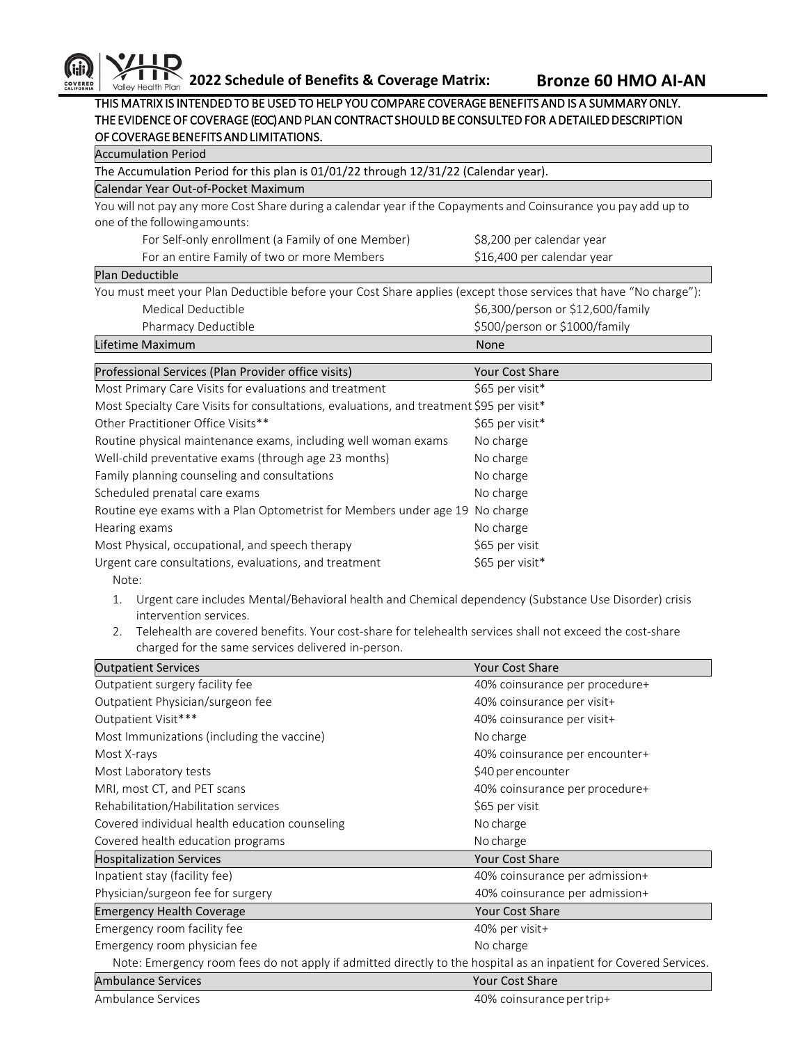# 2022 Schedule of Benefits & Coverage Matrix: Bronze 60 HMO AI-AN

**THIS MATRIX IS INTENDED TO BE USED TO HELP YOU COMPARE COVERAGE BENEFITS AND IS A SUMMARY ONLY. THE EVIDENCE OF COVERAGE (EOC) AND PLAN CONTRACT SHOULD BE CONSULTED FOR A DETAILED DESCRIPTION OF COVERAGE BENEFITS AND LIMITATIONS.**

## Accumulation Period

The Accumulation Period for this plan is 01/01/22 through 12/31/22 (Calendar year).

## Calendar Year Out-of-Pocket Maximum

You will not pay any more Cost Share during a calendar year if the Copayments and Coinsurance you pay add up to one of the following amounts:

| | |
|---|---|
| For Self-only enrollment (a Family of one Member) | $8,200 per calendar year |
| For an entire Family of two or more Members | $16,400 per calendar year |

## Plan Deductible

You must meet your Plan Deductible before your Cost Share applies (except those services that have "No charge"):

| | |
|---|---|
| Medical Deductible | $6,300/person or $12,600/family |
| Pharmacy Deductible | $500/person or $1000/family |

| Lifetime Maximum | None |
|---|---|

| Professional Services (Plan Provider office visits) | Your Cost Share |
|---|---|
| Most Primary Care Visits for evaluations and treatment | $65 per visit* |
| Most Specialty Care Visits for consultations, evaluations, and treatment | $95 per visit* |
| Other Practitioner Office Visits** | $65 per visit* |
| Routine physical maintenance exams, including well woman exams | No charge |
| Well-child preventative exams (through age 23 months) | No charge |
| Family planning counseling and consultations | No charge |
| Scheduled prenatal care exams | No charge |
| Routine eye exams with a Plan Optometrist for Members under age 19 | No charge |
| Hearing exams | No charge |
| Most Physical, occupational, and speech therapy | $65 per visit |
| Urgent care consultations, evaluations, and treatment | $65 per visit* |

Note:

1. Urgent care includes Mental/Behavioral health and Chemical dependency (Substance Use Disorder) crisis intervention services.
2. Telehealth are covered benefits. Your cost-share for telehealth services shall not exceed the cost-share charged for the same services delivered in-person.

| Outpatient Services | Your Cost Share |
|---|---|
| Outpatient surgery facility fee | 40% coinsurance per procedure+ |
| Outpatient Physician/surgeon fee | 40% coinsurance per visit+ |
| Outpatient Visit*** | 40% coinsurance per visit+ |
| Most Immunizations (including the vaccine) | No charge |
| Most X-rays | 40% coinsurance per encounter+ |
| Most Laboratory tests | $40 per encounter |
| MRI, most CT, and PET scans | 40% coinsurance per procedure+ |
| Rehabilitation/Habilitation services | $65 per visit |
| Covered individual health education counseling | No charge |
| Covered health education programs | No charge |

| Hospitalization Services | Your Cost Share |
|---|---|
| Inpatient stay (facility fee) | 40% coinsurance per admission+ |
| Physician/surgeon fee for surgery | 40% coinsurance per admission+ |

| Emergency Health Coverage | Your Cost Share |
|---|---|
| Emergency room facility fee | 40% per visit+ |
| Emergency room physician fee | No charge |

Note: Emergency room fees do not apply if admitted directly to the hospital as an inpatient for Covered Services.

| Ambulance Services | Your Cost Share |
|---|---|
| Ambulance Services | 40% coinsurance per trip+ |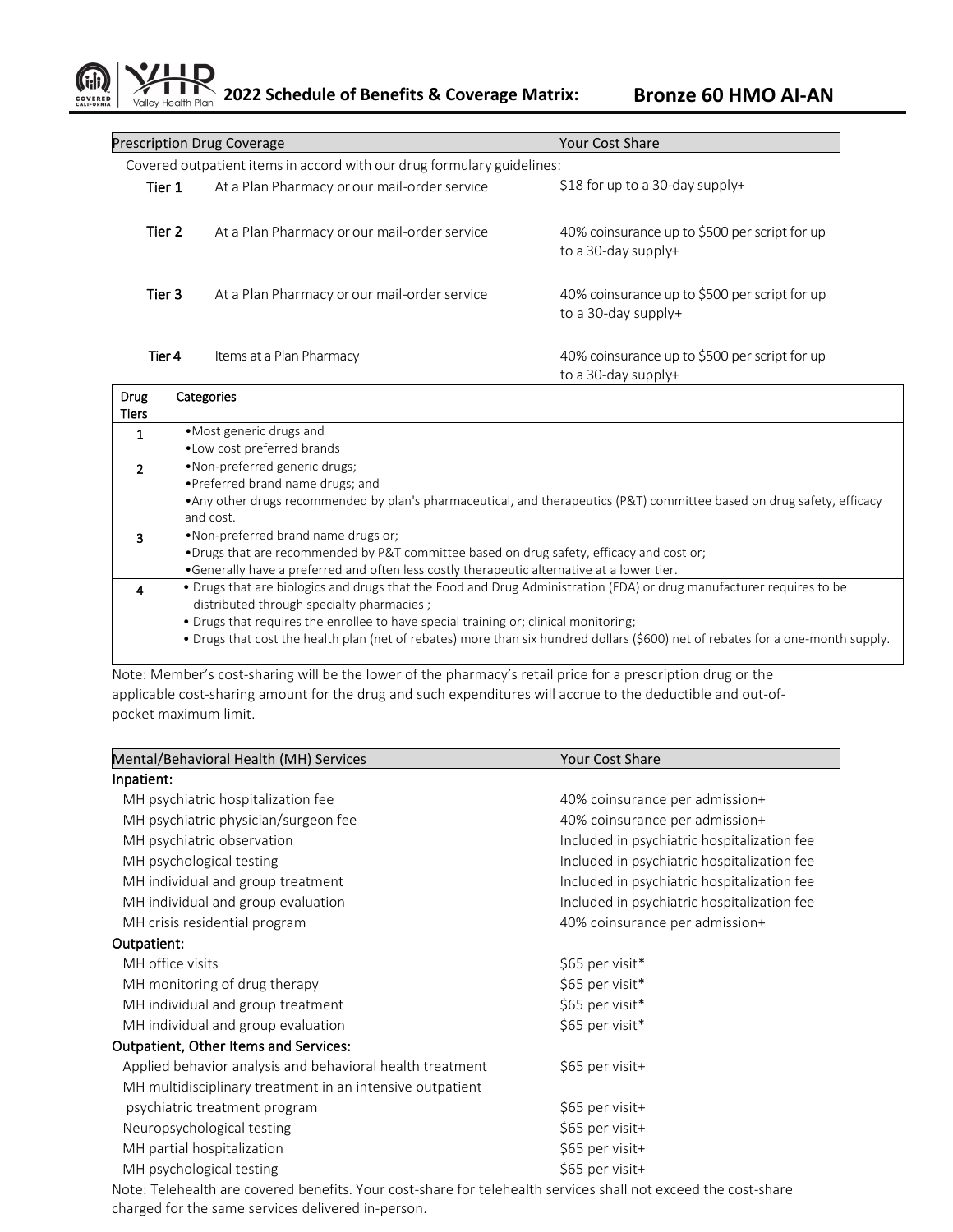# 2022 Schedule of Benefits & Coverage Matrix: Bronze 60 HMO AI-AN

| Prescription Drug Coverage | | Your Cost Share |
|---|---|---|
| Covered outpatient items in accord with our drug formulary guidelines: | | |
| Tier 1 | At a Plan Pharmacy or our mail-order service | $18 for up to a 30-day supply+ |
| Tier 2 | At a Plan Pharmacy or our mail-order service | 40% coinsurance up to $500 per script for up to a 30-day supply+ |
| Tier 3 | At a Plan Pharmacy or our mail-order service | 40% coinsurance up to $500 per script for up to a 30-day supply+ |
| Tier 4 | Items at a Plan Pharmacy | 40% coinsurance up to $500 per script for up to a 30-day supply+ |

| Drug Tiers | Categories |
|---|---|
| 1 | •Most generic drugs and<br>•Low cost preferred brands |
| 2 | •Non-preferred generic drugs;<br>•Preferred brand name drugs; and<br>•Any other drugs recommended by plan's pharmaceutical, and therapeutics (P&T) committee based on drug safety, efficacy and cost. |
| 3 | •Non-preferred brand name drugs or;<br>•Drugs that are recommended by P&T committee based on drug safety, efficacy and cost or;<br>•Generally have a preferred and often less costly therapeutic alternative at a lower tier. |
| 4 | • Drugs that are biologics and drugs that the Food and Drug Administration (FDA) or drug manufacturer requires to be distributed through specialty pharmacies ;<br>• Drugs that requires the enrollee to have special training or; clinical monitoring;<br>• Drugs that cost the health plan (net of rebates) more than six hundred dollars ($600) net of rebates for a one-month supply. |

Note: Member's cost-sharing will be the lower of the pharmacy's retail price for a prescription drug or the applicable cost-sharing amount for the drug and such expenditures will accrue to the deductible and out-of-pocket maximum limit.

| Mental/Behavioral Health (MH) Services | Your Cost Share |
|---|---|
| **Inpatient:** | |
| MH psychiatric hospitalization fee | 40% coinsurance per admission+ |
| MH psychiatric physician/surgeon fee | 40% coinsurance per admission+ |
| MH psychiatric observation | Included in psychiatric hospitalization fee |
| MH psychological testing | Included in psychiatric hospitalization fee |
| MH individual and group treatment | Included in psychiatric hospitalization fee |
| MH individual and group evaluation | Included in psychiatric hospitalization fee |
| MH crisis residential program | 40% coinsurance per admission+ |
| **Outpatient:** | |
| MH office visits | $65 per visit* |
| MH monitoring of drug therapy | $65 per visit* |
| MH individual and group treatment | $65 per visit* |
| MH individual and group evaluation | $65 per visit* |
| **Outpatient, Other Items and Services:** | |
| Applied behavior analysis and behavioral health treatment | $65 per visit+ |
| MH multidisciplinary treatment in an intensive outpatient psychiatric treatment program | $65 per visit+ |
| Neuropsychological testing | $65 per visit+ |
| MH partial hospitalization | $65 per visit+ |
| MH psychological testing | $65 per visit+ |

Note: Telehealth are covered benefits. Your cost-share for telehealth services shall not exceed the cost-share charged for the same services delivered in-person.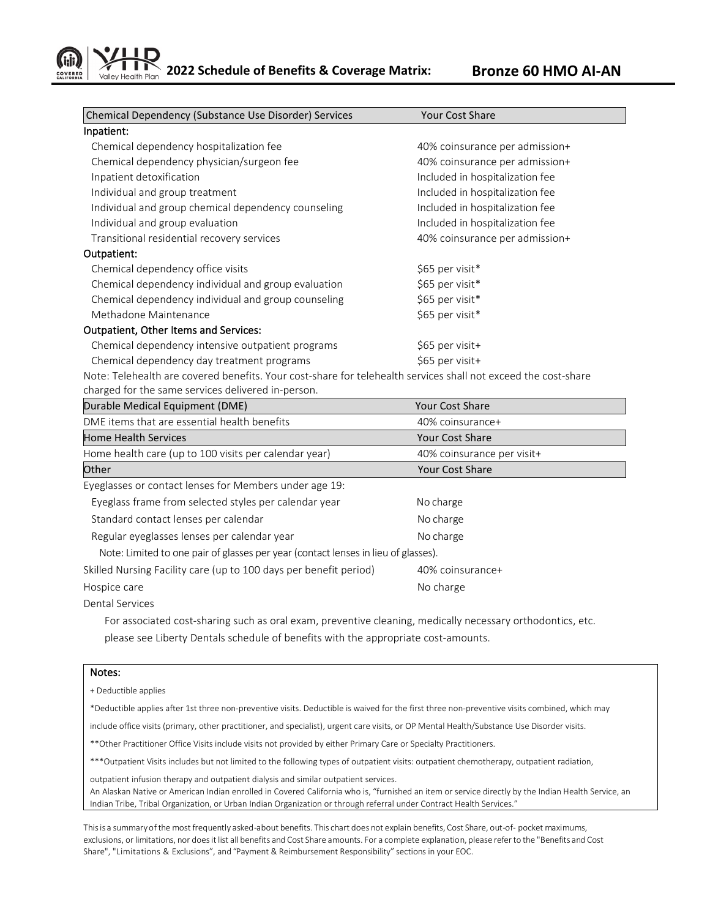# 2022 Schedule of Benefits & Coverage Matrix: Bronze 60 HMO AI-AN

| Chemical Dependency (Substance Use Disorder) Services | Your Cost Share |
|---|---|
| **Inpatient:** | |
| Chemical dependency hospitalization fee | 40% coinsurance per admission+ |
| Chemical dependency physician/surgeon fee | 40% coinsurance per admission+ |
| Inpatient detoxification | Included in hospitalization fee |
| Individual and group treatment | Included in hospitalization fee |
| Individual and group chemical dependency counseling | Included in hospitalization fee |
| Individual and group evaluation | Included in hospitalization fee |
| Transitional residential recovery services | 40% coinsurance per admission+ |
| **Outpatient:** | |
| Chemical dependency office visits | $65 per visit* |
| Chemical dependency individual and group evaluation | $65 per visit* |
| Chemical dependency individual and group counseling | $65 per visit* |
| Methadone Maintenance | $65 per visit* |
| **Outpatient, Other Items and Services:** | |
| Chemical dependency intensive outpatient programs | $65 per visit+ |
| Chemical dependency day treatment programs | $65 per visit+ |

Note: Telehealth are covered benefits. Your cost-share for telehealth services shall not exceed the cost-share charged for the same services delivered in-person.

| Durable Medical Equipment (DME) | Your Cost Share |
|---|---|
| DME items that are essential health benefits | 40% coinsurance+ |

| Home Health Services | Your Cost Share |
|---|---|
| Home health care (up to 100 visits per calendar year) | 40% coinsurance per visit+ |

| Other | Your Cost Share |
|---|---|
| Eyeglasses or contact lenses for Members under age 19: | |
| Eyeglass frame from selected styles per calendar year | No charge |
| Standard contact lenses per calendar | No charge |
| Regular eyeglasses lenses per calendar year | No charge |
| Note: Limited to one pair of glasses per year (contact lenses in lieu of glasses). | |
| Skilled Nursing Facility care (up to 100 days per benefit period) | 40% coinsurance+ |
| Hospice care | No charge |
| Dental Services | |

For associated cost-sharing such as oral exam, preventive cleaning, medically necessary orthodontics, etc. please see Liberty Dentals schedule of benefits with the appropriate cost-amounts.

**Notes:**

+ Deductible applies

*Deductible applies after 1st three non-preventive visits. Deductible is waived for the first three non-preventive visits combined, which may include office visits (primary, other practitioner, and specialist), urgent care visits, or OP Mental Health/Substance Use Disorder visits.

**Other Practitioner Office Visits include visits not provided by either Primary Care or Specialty Practitioners.

***Outpatient Visits includes but not limited to the following types of outpatient visits: outpatient chemotherapy, outpatient radiation, outpatient infusion therapy and outpatient dialysis and similar outpatient services.

An Alaskan Native or American Indian enrolled in Covered California who is, "furnished an item or service directly by the Indian Health Service, an Indian Tribe, Tribal Organization, or Urban Indian Organization or through referral under Contract Health Services."

This is a summary of the most frequently asked-about benefits. This chart does not explain benefits, Cost Share, out-of- pocket maximums, exclusions, or limitations, nor does it list all benefits and Cost Share amounts. For a complete explanation, please refer to the "Benefits and Cost Share", "Limitations & Exclusions", and "Payment & Reimbursement Responsibility" sections in your EOC.